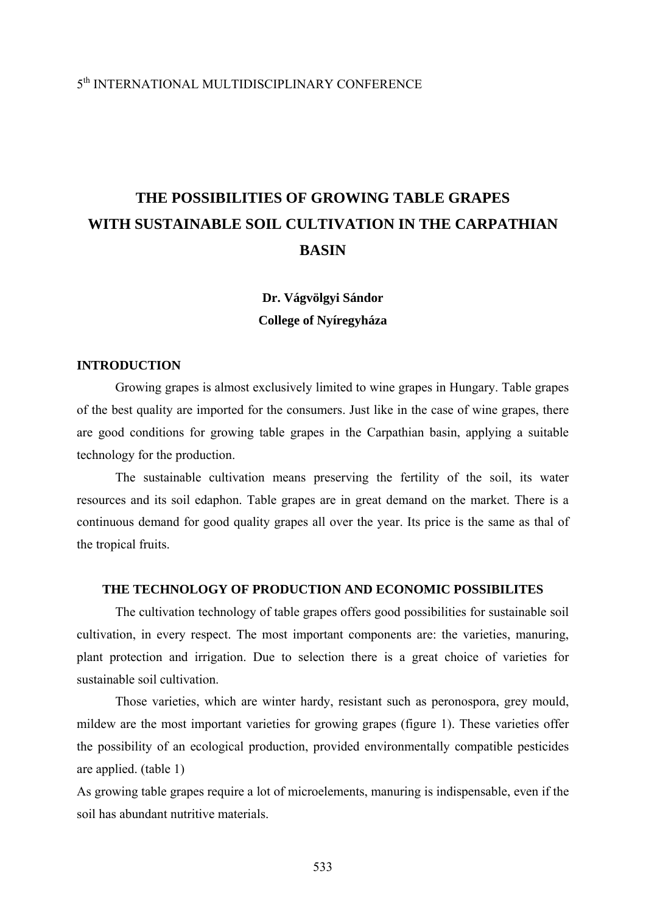5[th] INTERNATIONAL MULTIDISCIPLINARY CONFERENCE

# THE POSSIBILITIES OF GROWING TABLE GRAPES WITH SUSTAINABLE SOIL CULTIVATION IN THE CARPATHIAN BASIN

**Dr. Vágvölgyi Sándor**
**College of Nyíregyháza**

## INTRODUCTION

Growing grapes is almost exclusively limited to wine grapes in Hungary. Table grapes of the best quality are imported for the consumers. Just like in the case of wine grapes, there are good conditions for growing table grapes in the Carpathian basin, applying a suitable technology for the production.

The sustainable cultivation means preserving the fertility of the soil, its water resources and its soil edaphon. Table grapes are in great demand on the market. There is a continuous demand for good quality grapes all over the year. Its price is the same as thal of the tropical fruits.

## THE TECHNOLOGY OF PRODUCTION AND ECONOMIC POSSIBILITES

The cultivation technology of table grapes offers good possibilities for sustainable soil cultivation, in every respect. The most important components are: the varieties, manuring, plant protection and irrigation. Due to selection there is a great choice of varieties for sustainable soil cultivation.

Those varieties, which are winter hardy, resistant such as peronospora, grey mould, mildew are the most important varieties for growing grapes (figure 1). These varieties offer the possibility of an ecological production, provided environmentally compatible pesticides are applied. (table 1)

As growing table grapes require a lot of microelements, manuring is indispensable, even if the soil has abundant nutritive materials.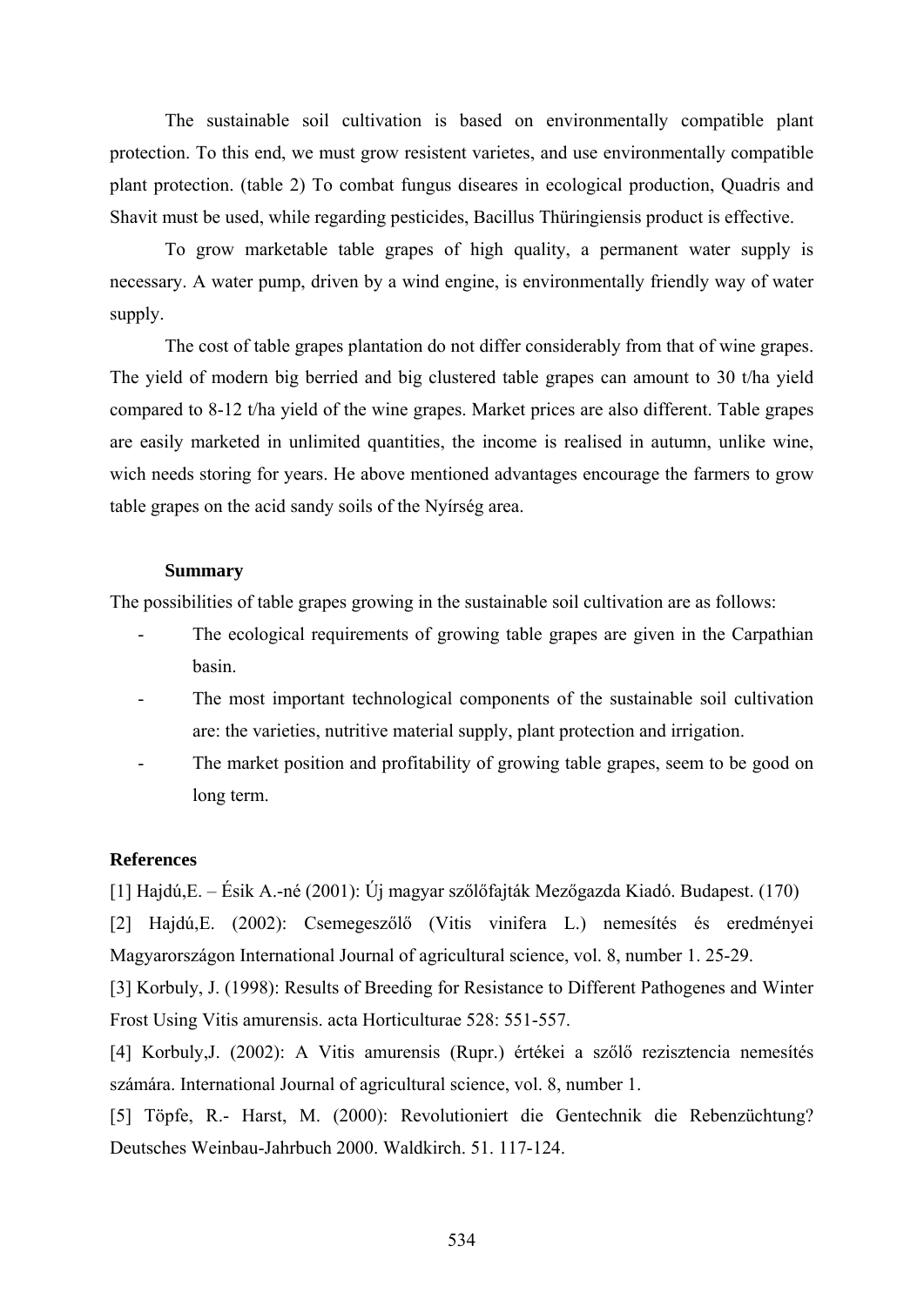The sustainable soil cultivation is based on environmentally compatible plant protection. To this end, we must grow resistent varietes, and use environmentally compatible plant protection. (table 2) To combat fungus diseares in ecological production, Quadris and Shavit must be used, while regarding pesticides, Bacillus Thüringiensis product is effective.

To grow marketable table grapes of high quality, a permanent water supply is necessary. A water pump, driven by a wind engine, is environmentally friendly way of water supply.

The cost of table grapes plantation do not differ considerably from that of wine grapes. The yield of modern big berried and big clustered table grapes can amount to 30 t/ha yield compared to 8-12 t/ha yield of the wine grapes. Market prices are also different. Table grapes are easily marketed in unlimited quantities, the income is realised in autumn, unlike wine, wich needs storing for years. He above mentioned advantages encourage the farmers to grow table grapes on the acid sandy soils of the Nyírség area.

**Summary**

The possibilities of table grapes growing in the sustainable soil cultivation are as follows:

- The ecological requirements of growing table grapes are given in the Carpathian basin.
- The most important technological components of the sustainable soil cultivation are: the varieties, nutritive material supply, plant protection and irrigation.
- The market position and profitability of growing table grapes, seem to be good on long term.

**References**

[1] Hajdú,E. – Ésik A.-né (2001): Új magyar szőlőfajták Mezőgazda Kiadó. Budapest. (170)

[2] Hajdú,E. (2002): Csemegeszőlő (Vitis vinifera L.) nemesítés és eredményei Magyarországon International Journal of agricultural science, vol. 8, number 1. 25-29.

[3] Korbuly, J. (1998): Results of Breeding for Resistance to Different Pathogenes and Winter Frost Using Vitis amurensis. acta Horticulturae 528: 551-557.

[4] Korbuly,J. (2002): A Vitis amurensis (Rupr.) értékei a szőlő rezisztencia nemesítés számára. International Journal of agricultural science, vol. 8, number 1.

[5] Töpfe, R.- Harst, M. (2000): Revolutioniert die Gentechnik die Rebenzüchtung? Deutsches Weinbau-Jahrbuch 2000. Waldkirch. 51. 117-124.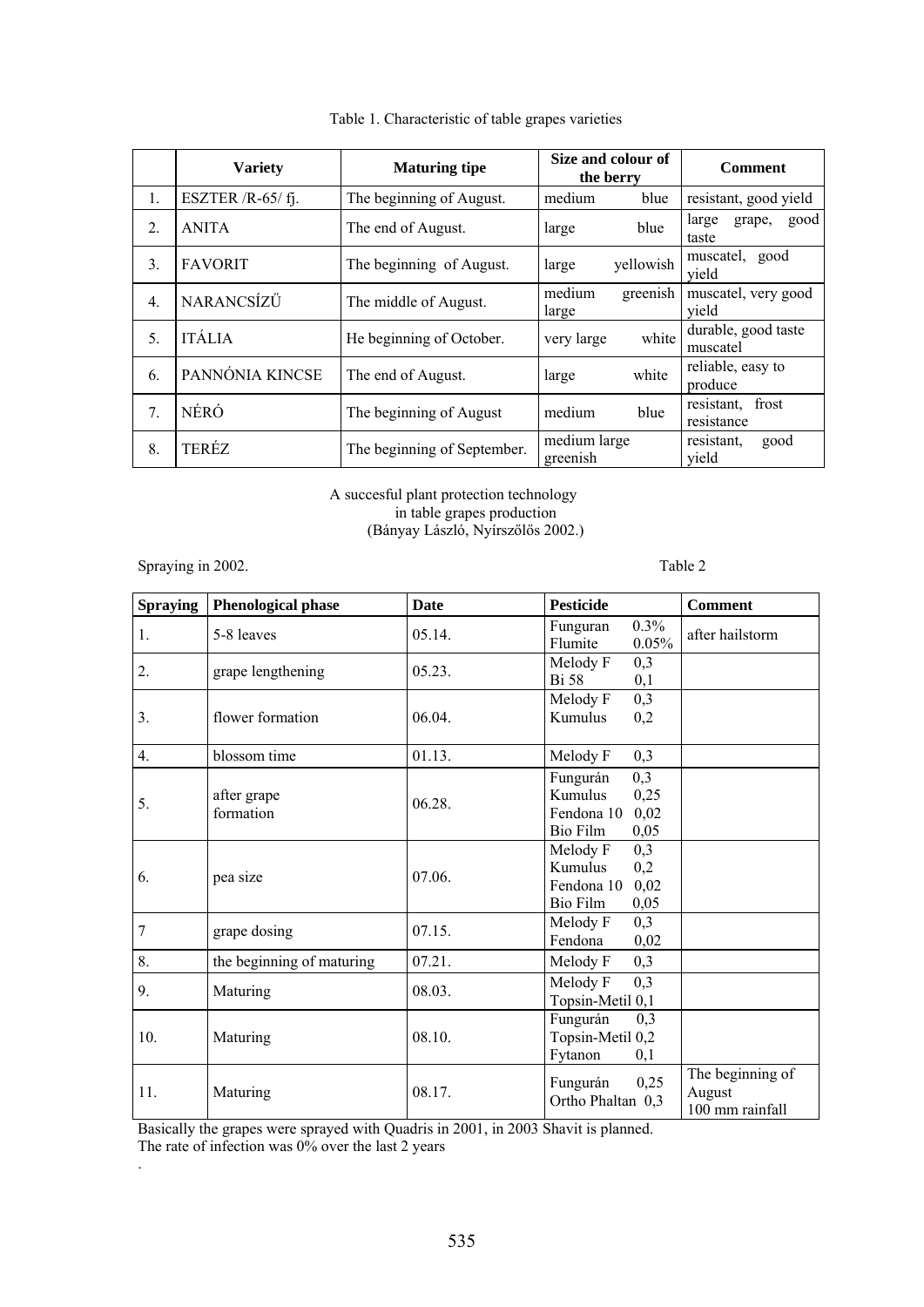Table 1. Characteristic of table grapes varieties

| | Variety | Maturing tipe | Size and colour of the berry | Comment |
|---|---|---|---|---|
| 1. | ESZTER /R-65/ fj. | The beginning of August. | medium blue | resistant, good yield |
| 2. | ANITA | The end of August. | large blue | large grape, good taste |
| 3. | FAVORIT | The beginning of August. | large yellowish | muscatel, good yield |
| 4. | NARANCSÍZŰ | The middle of August. | medium greenish large | muscatel, very good yield |
| 5. | ITÁLIA | He beginning of October. | very large white | durable, good taste muscatel |
| 6. | PANNÓNIA KINCSE | The end of August. | large white | reliable, easy to produce |
| 7. | NÉRÓ | The beginning of August | medium blue | resistant, frost resistance |
| 8. | TERÉZ | The beginning of September. | medium large greenish | resistant, good yield |

A succesful plant protection technology
in table grapes production
(Bányay László, Nyírszőlős 2002.)

Spraying in 2002. Table 2

| Spraying | Phenological phase | Date | Pesticide | Comment |
|---|---|---|---|---|
| 1. | 5-8 leaves | 05.14. | Funguran 0.3%<br>Flumite 0.05% | after hailstorm |
| 2. | grape lengthening | 05.23. | Melody F 0,3<br>Bi 58 0,1 | |
| 3. | flower formation | 06.04. | Melody F 0,3<br>Kumulus 0,2 | |
| 4. | blossom time | 01.13. | Melody F 0,3 | |
| 5. | after grape formation | 06.28. | Fungurán 0,3<br>Kumulus 0,25<br>Fendona 10 0,02<br>Bio Film 0,05 | |
| 6. | pea size | 07.06. | Melody F 0,3<br>Kumulus 0,2<br>Fendona 10 0,02<br>Bio Film 0,05 | |
| 7 | grape dosing | 07.15. | Melody F 0,3<br>Fendona 0,02 | |
| 8. | the beginning of maturing | 07.21. | Melody F 0,3 | |
| 9. | Maturing | 08.03. | Melody F 0,3<br>Topsin-Metil 0,1 | |
| 10. | Maturing | 08.10. | Fungurán 0,3<br>Topsin-Metil 0,2<br>Fytanon 0,1 | |
| 11. | Maturing | 08.17. | Fungurán 0,25<br>Ortho Phaltan 0,3 | The beginning of August<br>100 mm rainfall |

Basically the grapes were sprayed with Quadris in 2001, in 2003 Shavit is planned.
The rate of infection was 0% over the last 2 years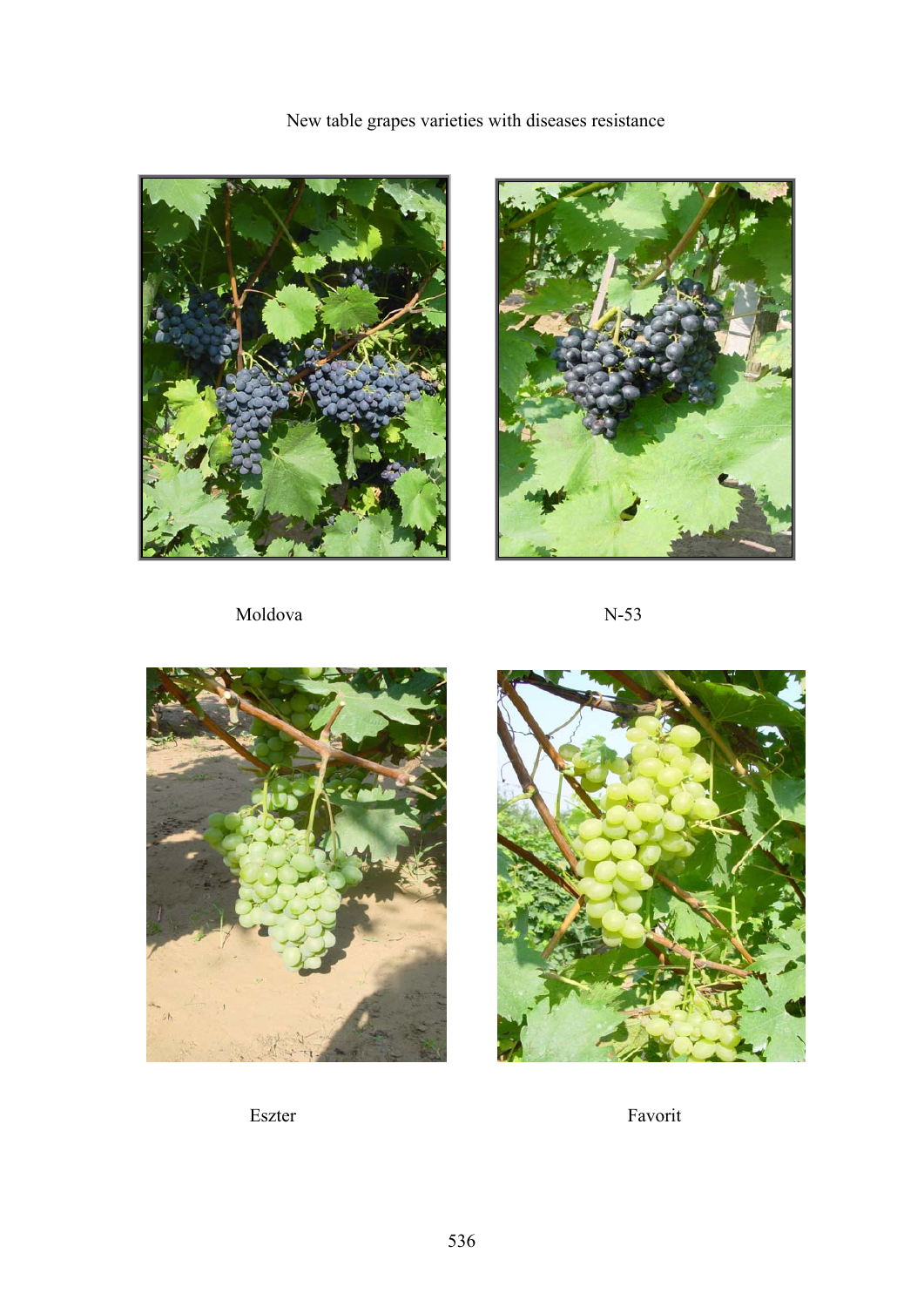New table grapes varieties with diseases resistance

Moldova

N-53

Eszter

Favorit